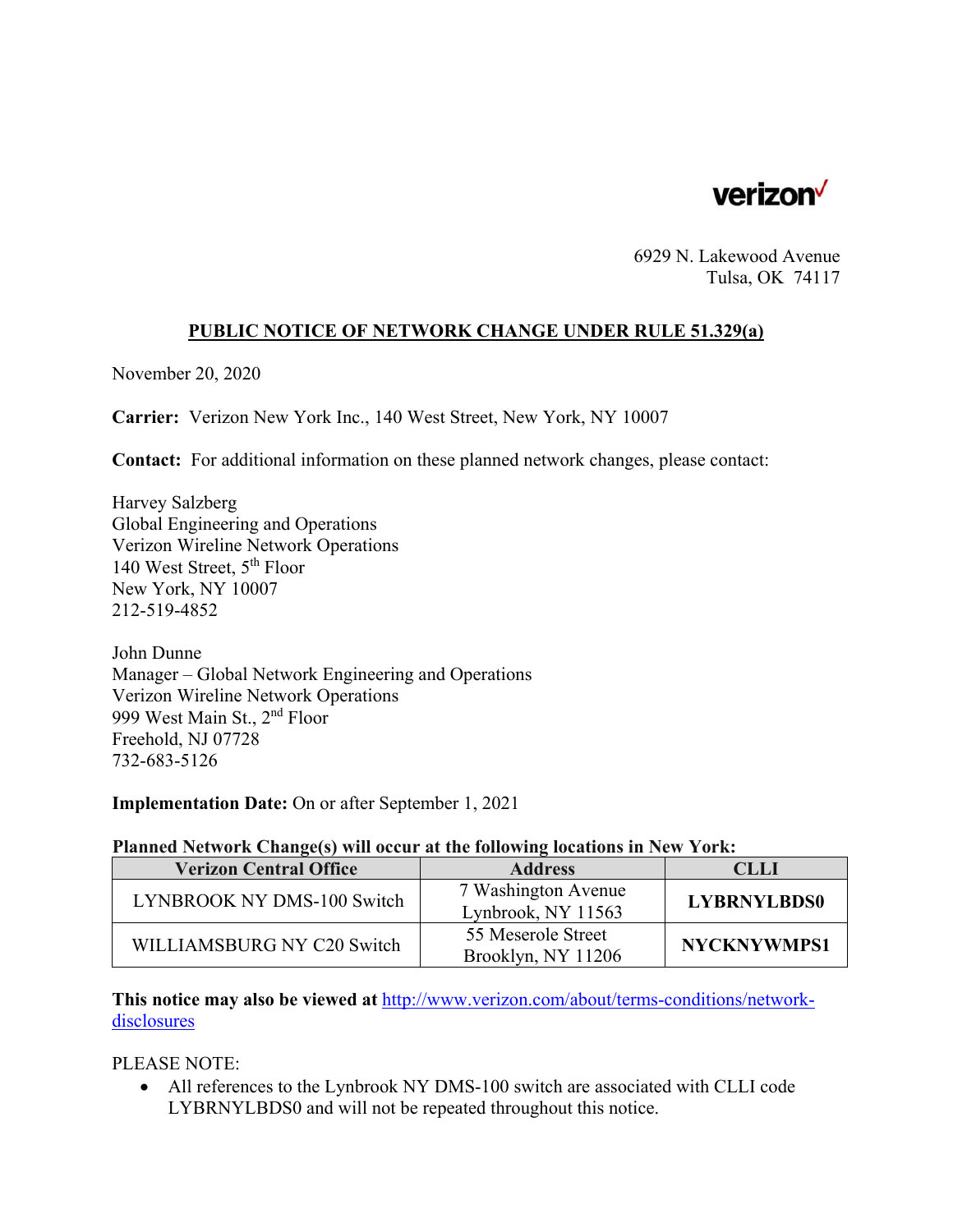verizon

6929 N. Lakewood Avenue
Tulsa, OK 74117

## PUBLIC NOTICE OF NETWORK CHANGE UNDER RULE 51.329(a)

November 20, 2020

**Carrier:** Verizon New York Inc., 140 West Street, New York, NY 10007

**Contact:** For additional information on these planned network changes, please contact:

Harvey Salzberg
Global Engineering and Operations
Verizon Wireline Network Operations
140 West Street, 5th Floor
New York, NY 10007
212-519-4852

John Dunne
Manager – Global Network Engineering and Operations
Verizon Wireline Network Operations
999 West Main St., 2nd Floor
Freehold, NJ 07728
732-683-5126

**Implementation Date:** On or after September 1, 2021

**Planned Network Change(s) will occur at the following locations in New York:**

| Verizon Central Office | Address | CLLI |
|---|---|---|
| LYNBROOK NY DMS-100 Switch | 7 Washington Avenue Lynbrook, NY 11563 | **LYBRNYLBDS0** |
| WILLIAMSBURG NY C20 Switch | 55 Meserole Street Brooklyn, NY 11206 | **NYCKNYWMPS1** |

**This notice may also be viewed at** [http://www.verizon.com/about/terms-conditions/network-disclosures](http://www.verizon.com/about/terms-conditions/network-disclosures)

PLEASE NOTE:

- All references to the Lynbrook NY DMS-100 switch are associated with CLLI code LYBRNYLBDS0 and will not be repeated throughout this notice.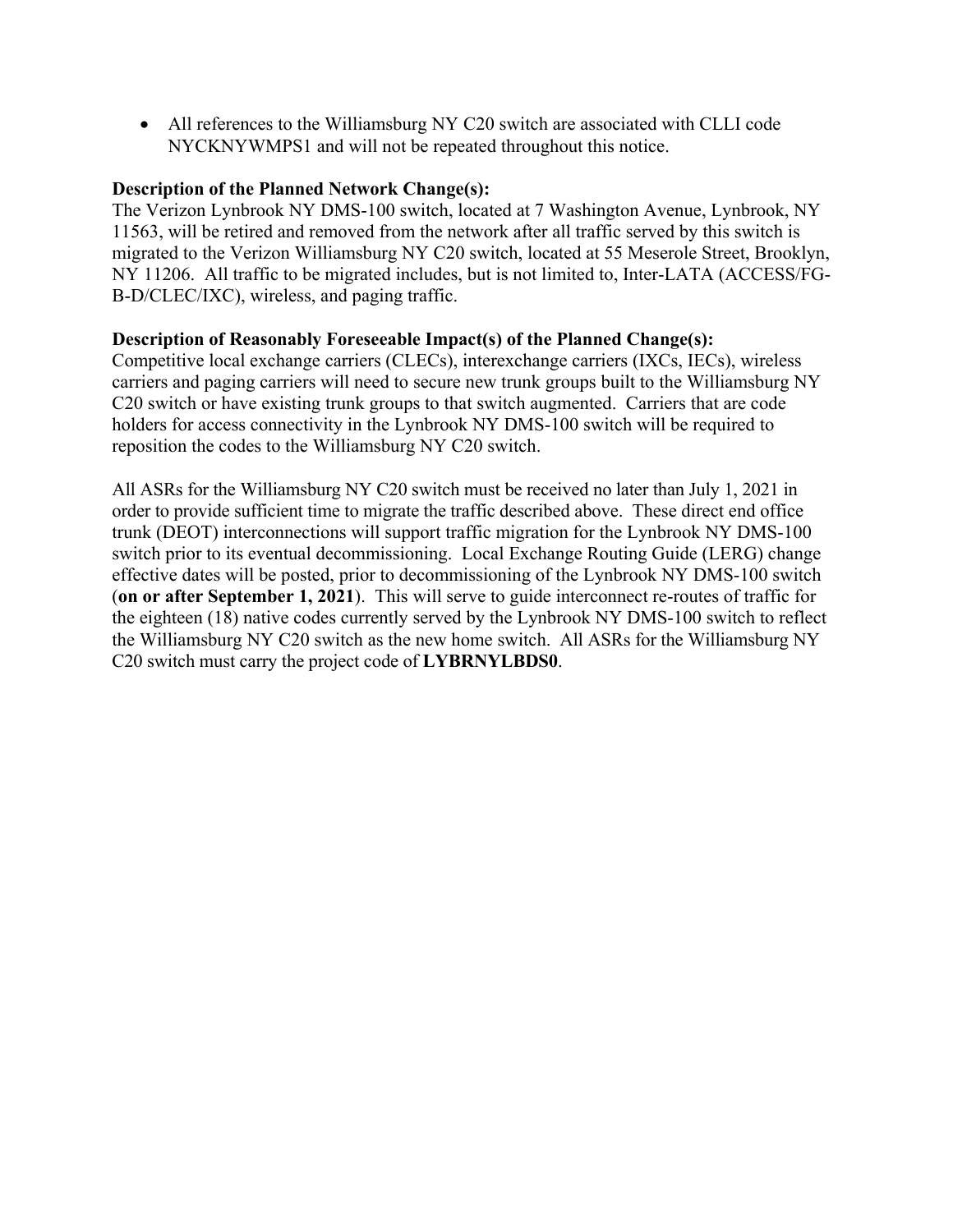- All references to the Williamsburg NY C20 switch are associated with CLLI code NYCKNYWMPS1 and will not be repeated throughout this notice.

**Description of the Planned Network Change(s):**
The Verizon Lynbrook NY DMS-100 switch, located at 7 Washington Avenue, Lynbrook, NY 11563, will be retired and removed from the network after all traffic served by this switch is migrated to the Verizon Williamsburg NY C20 switch, located at 55 Meserole Street, Brooklyn, NY 11206. All traffic to be migrated includes, but is not limited to, Inter-LATA (ACCESS/FG-B-D/CLEC/IXC), wireless, and paging traffic.

**Description of Reasonably Foreseeable Impact(s) of the Planned Change(s):**
Competitive local exchange carriers (CLECs), interexchange carriers (IXCs, IECs), wireless carriers and paging carriers will need to secure new trunk groups built to the Williamsburg NY C20 switch or have existing trunk groups to that switch augmented. Carriers that are code holders for access connectivity in the Lynbrook NY DMS-100 switch will be required to reposition the codes to the Williamsburg NY C20 switch.

All ASRs for the Williamsburg NY C20 switch must be received no later than July 1, 2021 in order to provide sufficient time to migrate the traffic described above. These direct end office trunk (DEOT) interconnections will support traffic migration for the Lynbrook NY DMS-100 switch prior to its eventual decommissioning. Local Exchange Routing Guide (LERG) change effective dates will be posted, prior to decommissioning of the Lynbrook NY DMS-100 switch (**on or after September 1, 2021**). This will serve to guide interconnect re-routes of traffic for the eighteen (18) native codes currently served by the Lynbrook NY DMS-100 switch to reflect the Williamsburg NY C20 switch as the new home switch. All ASRs for the Williamsburg NY C20 switch must carry the project code of **LYBRNYLBDS0**.